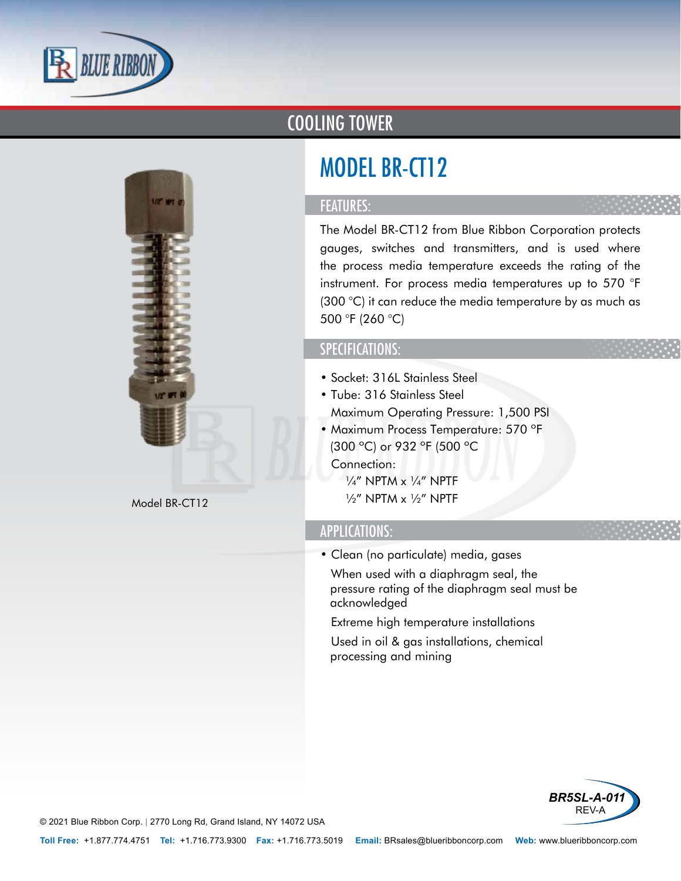# COOLING TOWER

## MODEL BR-CT12

Model BR-CT12

### FEATURES:

The Model BR-CT12 from Blue Ribbon Corporation protects gauges, switches and transmitters, and is used where the process media temperature exceeds the rating of the instrument. For process media temperatures up to 570 °F (300 °C) it can reduce the media temperature by as much as 500 °F (260 °C)

### SPECIFICATIONS:

- Socket: 316L Stainless Steel
- Tube: 316 Stainless Steel
  Maximum Operating Pressure: 1,500 PSI
- Maximum Process Temperature: 570 °F (300 °C) or 932 °F (500 °C
  Connection:
  ¼" NPTM x ¼" NPTF
  ½" NPTM x ½" NPTF

### APPLICATIONS:

- Clean (no particulate) media, gases
  When used with a diaphragm seal, the pressure rating of the diaphragm seal must be acknowledged
  Extreme high temperature installations
  Used in oil & gas installations, chemical processing and mining

BR5SL-A-011
REV-A

© 2021 Blue Ribbon Corp. | 2770 Long Rd, Grand Island, NY 14072 USA

**Toll Free:** +1.877.774.4751 **Tel:** +1.716.773.9300 **Fax:** +1.716.773.5019 **Email:** BRsales@blueribboncorp.com **Web:** www.blueribboncorp.com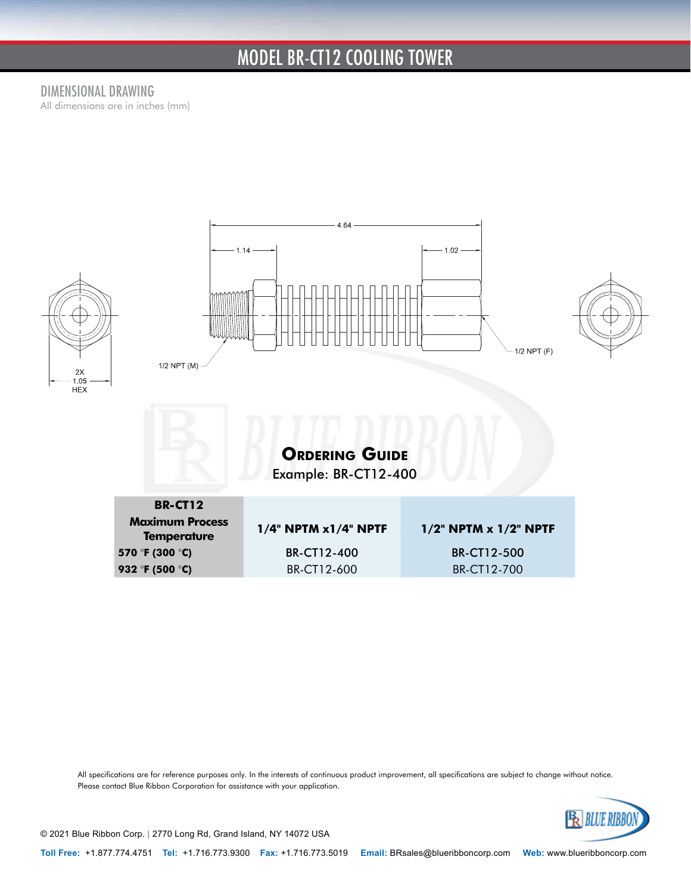# MODEL BR-CT12 COOLING TOWER

## DIMENSIONAL DRAWING

All dimensions are in inches (mm)

4.64

1.14

1.02

2X
1.05
HEX

1/2 NPT (M)

1/2 NPT (F)

## Ordering Guide

Example: BR-CT12-400

| BR-CT12 Maximum Process Temperature | 1/4" NPTM x1/4" NPTF | 1/2" NPTM x 1/2" NPTF |
|---|---|---|
| **570 °F (300 °C)** | BR-CT12-400 | BR-CT12-500 |
| **932 °F (500 °C)** | BR-CT12-600 | BR-CT12-700 |

All specifications are for reference purposes only. In the interests of continuous product improvement, all specifications are subject to change without notice. Please contact Blue Ribbon Corporation for assistance with your application.

© 2021 Blue Ribbon Corp. | 2770 Long Rd, Grand Island, NY 14072 USA

**Toll Free:** +1.877.774.4751 **Tel:** +1.716.773.9300 **Fax:** +1.716.773.5019 **Email:** BRsales@blueribboncorp.com **Web:** www.blueribboncorp.com